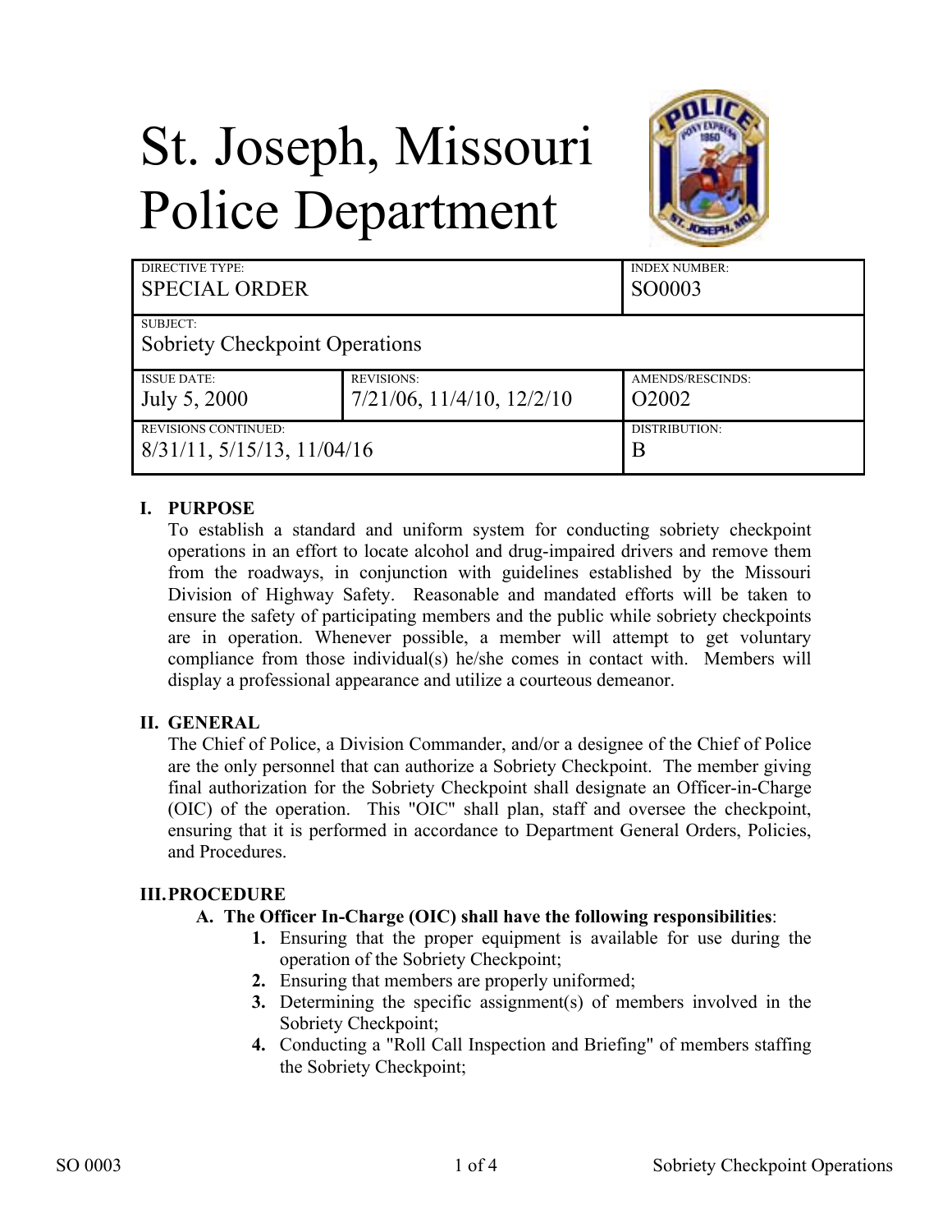# St. Joseph, Missouri Police Department

| DIRECTIVE TYPE: | | INDEX NUMBER: |
|---|---|---|
| SPECIAL ORDER | | SO0003 |
| SUBJECT: Sobriety Checkpoint Operations | | |
| ISSUE DATE: July 5, 2000 | REVISIONS: 7/21/06, 11/4/10, 12/2/10 | AMENDS/RESCINDS: O2002 |
| REVISIONS CONTINUED: 8/31/11, 5/15/13, 11/04/16 | | DISTRIBUTION: B |

## I. PURPOSE

To establish a standard and uniform system for conducting sobriety checkpoint operations in an effort to locate alcohol and drug-impaired drivers and remove them from the roadways, in conjunction with guidelines established by the Missouri Division of Highway Safety. Reasonable and mandated efforts will be taken to ensure the safety of participating members and the public while sobriety checkpoints are in operation. Whenever possible, a member will attempt to get voluntary compliance from those individual(s) he/she comes in contact with. Members will display a professional appearance and utilize a courteous demeanor.

## II. GENERAL

The Chief of Police, a Division Commander, and/or a designee of the Chief of Police are the only personnel that can authorize a Sobriety Checkpoint. The member giving final authorization for the Sobriety Checkpoint shall designate an Officer-in-Charge (OIC) of the operation. This "OIC" shall plan, staff and oversee the checkpoint, ensuring that it is performed in accordance to Department General Orders, Policies, and Procedures.

## III. PROCEDURE

**A. The Officer In-Charge (OIC) shall have the following responsibilities**:

1. Ensuring that the proper equipment is available for use during the operation of the Sobriety Checkpoint;
2. Ensuring that members are properly uniformed;
3. Determining the specific assignment(s) of members involved in the Sobriety Checkpoint;
4. Conducting a "Roll Call Inspection and Briefing" of members staffing the Sobriety Checkpoint;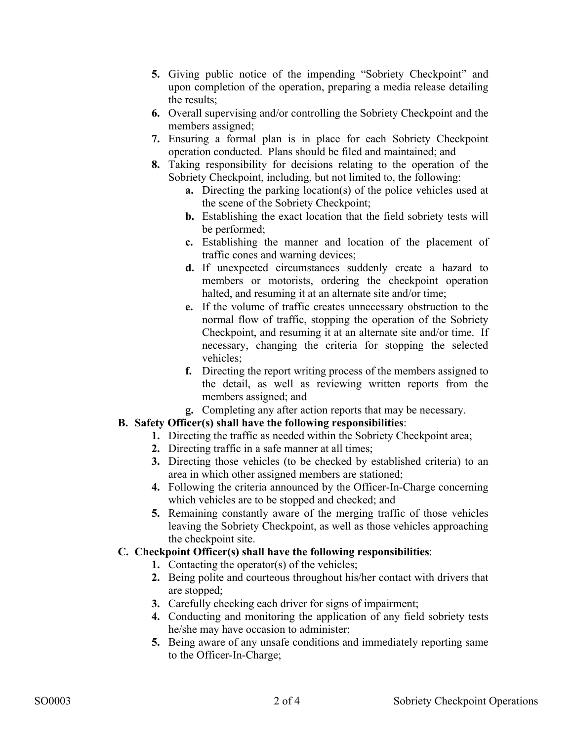5. Giving public notice of the impending "Sobriety Checkpoint" and upon completion of the operation, preparing a media release detailing the results;
6. Overall supervising and/or controlling the Sobriety Checkpoint and the members assigned;
7. Ensuring a formal plan is in place for each Sobriety Checkpoint operation conducted. Plans should be filed and maintained; and
8. Taking responsibility for decisions relating to the operation of the Sobriety Checkpoint, including, but not limited to, the following:
    a. Directing the parking location(s) of the police vehicles used at the scene of the Sobriety Checkpoint;
    b. Establishing the exact location that the field sobriety tests will be performed;
    c. Establishing the manner and location of the placement of traffic cones and warning devices;
    d. If unexpected circumstances suddenly create a hazard to members or motorists, ordering the checkpoint operation halted, and resuming it at an alternate site and/or time;
    e. If the volume of traffic creates unnecessary obstruction to the normal flow of traffic, stopping the operation of the Sobriety Checkpoint, and resuming it at an alternate site and/or time. If necessary, changing the criteria for stopping the selected vehicles;
    f. Directing the report writing process of the members assigned to the detail, as well as reviewing written reports from the members assigned; and
    g. Completing any after action reports that may be necessary.

**B. Safety Officer(s) shall have the following responsibilities**:

1. Directing the traffic as needed within the Sobriety Checkpoint area;
2. Directing traffic in a safe manner at all times;
3. Directing those vehicles (to be checked by established criteria) to an area in which other assigned members are stationed;
4. Following the criteria announced by the Officer-In-Charge concerning which vehicles are to be stopped and checked; and
5. Remaining constantly aware of the merging traffic of those vehicles leaving the Sobriety Checkpoint, as well as those vehicles approaching the checkpoint site.

**C. Checkpoint Officer(s) shall have the following responsibilities**:

1. Contacting the operator(s) of the vehicles;
2. Being polite and courteous throughout his/her contact with drivers that are stopped;
3. Carefully checking each driver for signs of impairment;
4. Conducting and monitoring the application of any field sobriety tests he/she may have occasion to administer;
5. Being aware of any unsafe conditions and immediately reporting same to the Officer-In-Charge;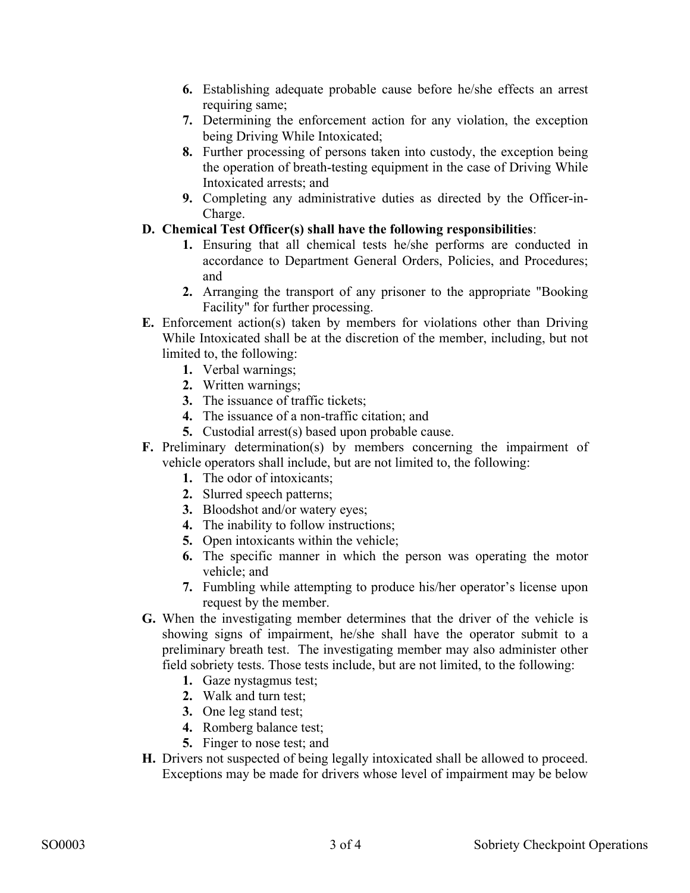6. Establishing adequate probable cause before he/she effects an arrest requiring same;
7. Determining the enforcement action for any violation, the exception being Driving While Intoxicated;
8. Further processing of persons taken into custody, the exception being the operation of breath-testing equipment in the case of Driving While Intoxicated arrests; and
9. Completing any administrative duties as directed by the Officer-in-Charge.

**D. Chemical Test Officer(s) shall have the following responsibilities**:

1. Ensuring that all chemical tests he/she performs are conducted in accordance to Department General Orders, Policies, and Procedures; and
2. Arranging the transport of any prisoner to the appropriate "Booking Facility" for further processing.

**E.** Enforcement action(s) taken by members for violations other than Driving While Intoxicated shall be at the discretion of the member, including, but not limited to, the following:

1. Verbal warnings;
2. Written warnings;
3. The issuance of traffic tickets;
4. The issuance of a non-traffic citation; and
5. Custodial arrest(s) based upon probable cause.

**F.** Preliminary determination(s) by members concerning the impairment of vehicle operators shall include, but are not limited to, the following:

1. The odor of intoxicants;
2. Slurred speech patterns;
3. Bloodshot and/or watery eyes;
4. The inability to follow instructions;
5. Open intoxicants within the vehicle;
6. The specific manner in which the person was operating the motor vehicle; and
7. Fumbling while attempting to produce his/her operator's license upon request by the member.

**G.** When the investigating member determines that the driver of the vehicle is showing signs of impairment, he/she shall have the operator submit to a preliminary breath test. The investigating member may also administer other field sobriety tests. Those tests include, but are not limited, to the following:

1. Gaze nystagmus test;
2. Walk and turn test;
3. One leg stand test;
4. Romberg balance test;
5. Finger to nose test; and

**H.** Drivers not suspected of being legally intoxicated shall be allowed to proceed. Exceptions may be made for drivers whose level of impairment may be below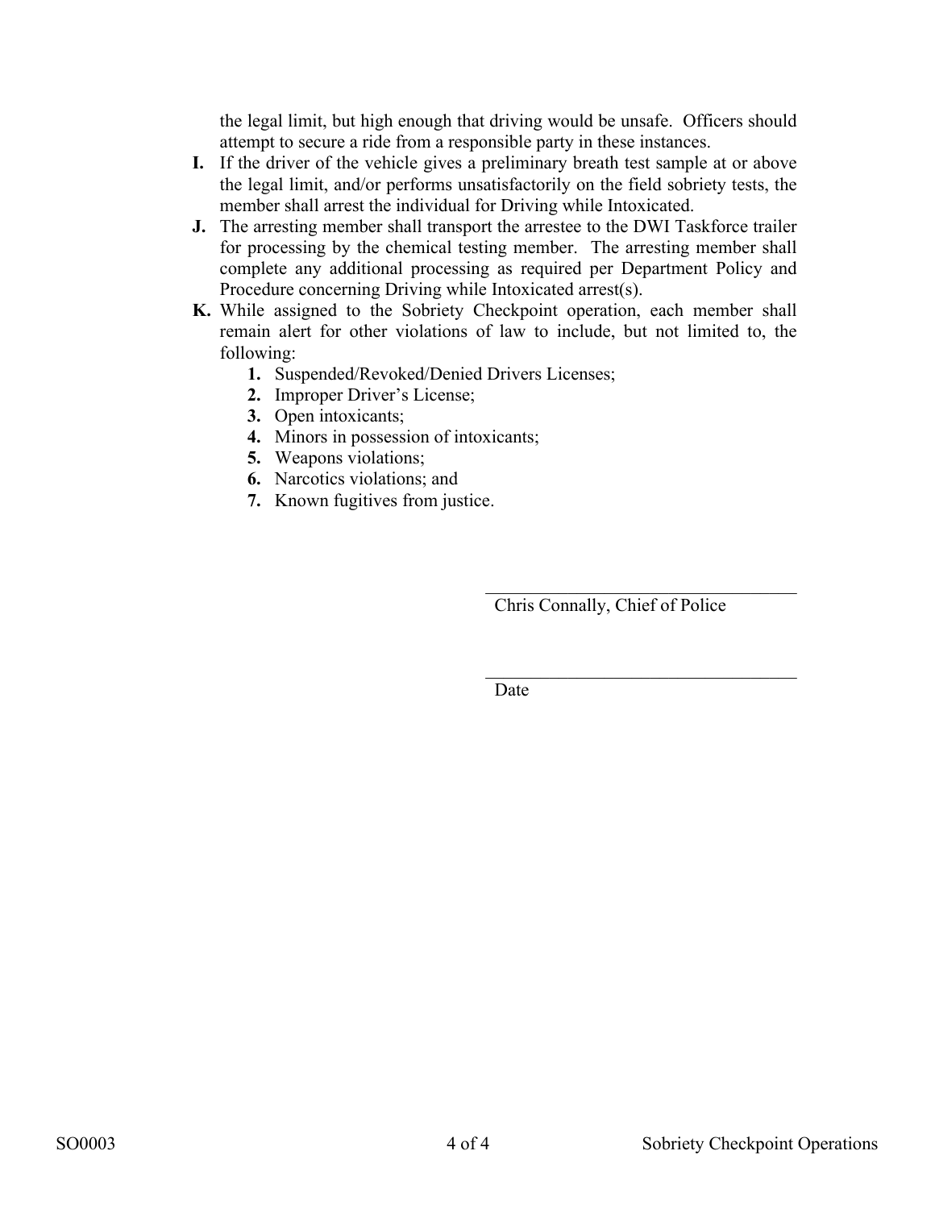the legal limit, but high enough that driving would be unsafe. Officers should attempt to secure a ride from a responsible party in these instances.

**I.** If the driver of the vehicle gives a preliminary breath test sample at or above the legal limit, and/or performs unsatisfactorily on the field sobriety tests, the member shall arrest the individual for Driving while Intoxicated.

**J.** The arresting member shall transport the arrestee to the DWI Taskforce trailer for processing by the chemical testing member. The arresting member shall complete any additional processing as required per Department Policy and Procedure concerning Driving while Intoxicated arrest(s).

**K.** While assigned to the Sobriety Checkpoint operation, each member shall remain alert for other violations of law to include, but not limited to, the following:

1. Suspended/Revoked/Denied Drivers Licenses;
2. Improper Driver's License;
3. Open intoxicants;
4. Minors in possession of intoxicants;
5. Weapons violations;
6. Narcotics violations; and
7. Known fugitives from justice.

\_\_\_\_\_\_\_\_\_\_\_\_\_\_\_\_\_\_\_\_\_\_\_\_\_\_\_\_\_\_\_\_\_\_
Chris Connally, Chief of Police

\_\_\_\_\_\_\_\_\_\_\_\_\_\_\_\_\_\_\_\_\_\_\_\_\_\_\_\_\_\_\_\_\_\_
Date